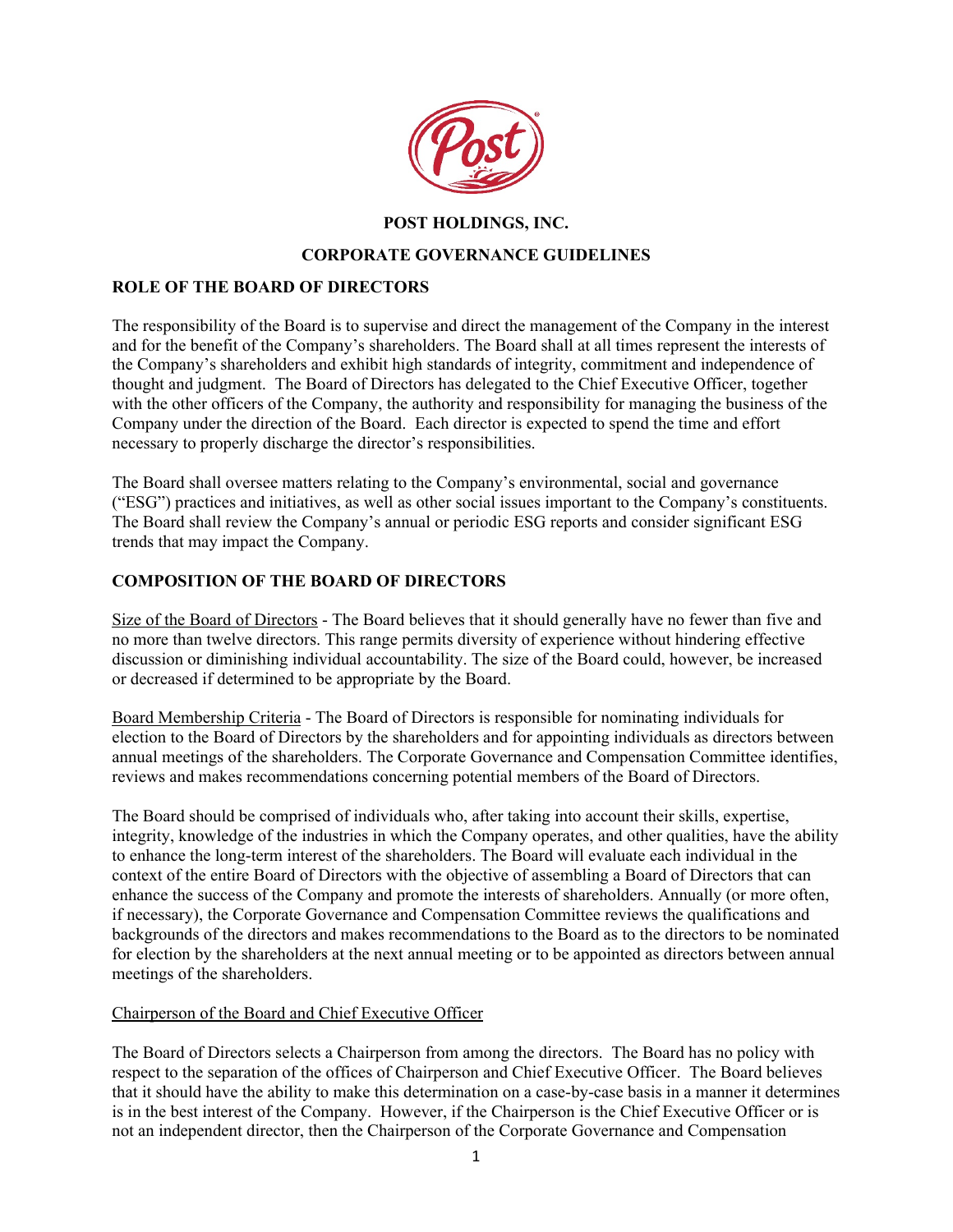# POST HOLDINGS, INC.

## CORPORATE GOVERNANCE GUIDELINES

### ROLE OF THE BOARD OF DIRECTORS

The responsibility of the Board is to supervise and direct the management of the Company in the interest and for the benefit of the Company's shareholders. The Board shall at all times represent the interests of the Company's shareholders and exhibit high standards of integrity, commitment and independence of thought and judgment. The Board of Directors has delegated to the Chief Executive Officer, together with the other officers of the Company, the authority and responsibility for managing the business of the Company under the direction of the Board. Each director is expected to spend the time and effort necessary to properly discharge the director's responsibilities.

The Board shall oversee matters relating to the Company's environmental, social and governance ("ESG") practices and initiatives, as well as other social issues important to the Company's constituents. The Board shall review the Company's annual or periodic ESG reports and consider significant ESG trends that may impact the Company.

### COMPOSITION OF THE BOARD OF DIRECTORS

Size of the Board of Directors - The Board believes that it should generally have no fewer than five and no more than twelve directors. This range permits diversity of experience without hindering effective discussion or diminishing individual accountability. The size of the Board could, however, be increased or decreased if determined to be appropriate by the Board.

Board Membership Criteria - The Board of Directors is responsible for nominating individuals for election to the Board of Directors by the shareholders and for appointing individuals as directors between annual meetings of the shareholders. The Corporate Governance and Compensation Committee identifies, reviews and makes recommendations concerning potential members of the Board of Directors.

The Board should be comprised of individuals who, after taking into account their skills, expertise, integrity, knowledge of the industries in which the Company operates, and other qualities, have the ability to enhance the long-term interest of the shareholders. The Board will evaluate each individual in the context of the entire Board of Directors with the objective of assembling a Board of Directors that can enhance the success of the Company and promote the interests of shareholders. Annually (or more often, if necessary), the Corporate Governance and Compensation Committee reviews the qualifications and backgrounds of the directors and makes recommendations to the Board as to the directors to be nominated for election by the shareholders at the next annual meeting or to be appointed as directors between annual meetings of the shareholders.

Chairperson of the Board and Chief Executive Officer

The Board of Directors selects a Chairperson from among the directors. The Board has no policy with respect to the separation of the offices of Chairperson and Chief Executive Officer. The Board believes that it should have the ability to make this determination on a case-by-case basis in a manner it determines is in the best interest of the Company. However, if the Chairperson is the Chief Executive Officer or is not an independent director, then the Chairperson of the Corporate Governance and Compensation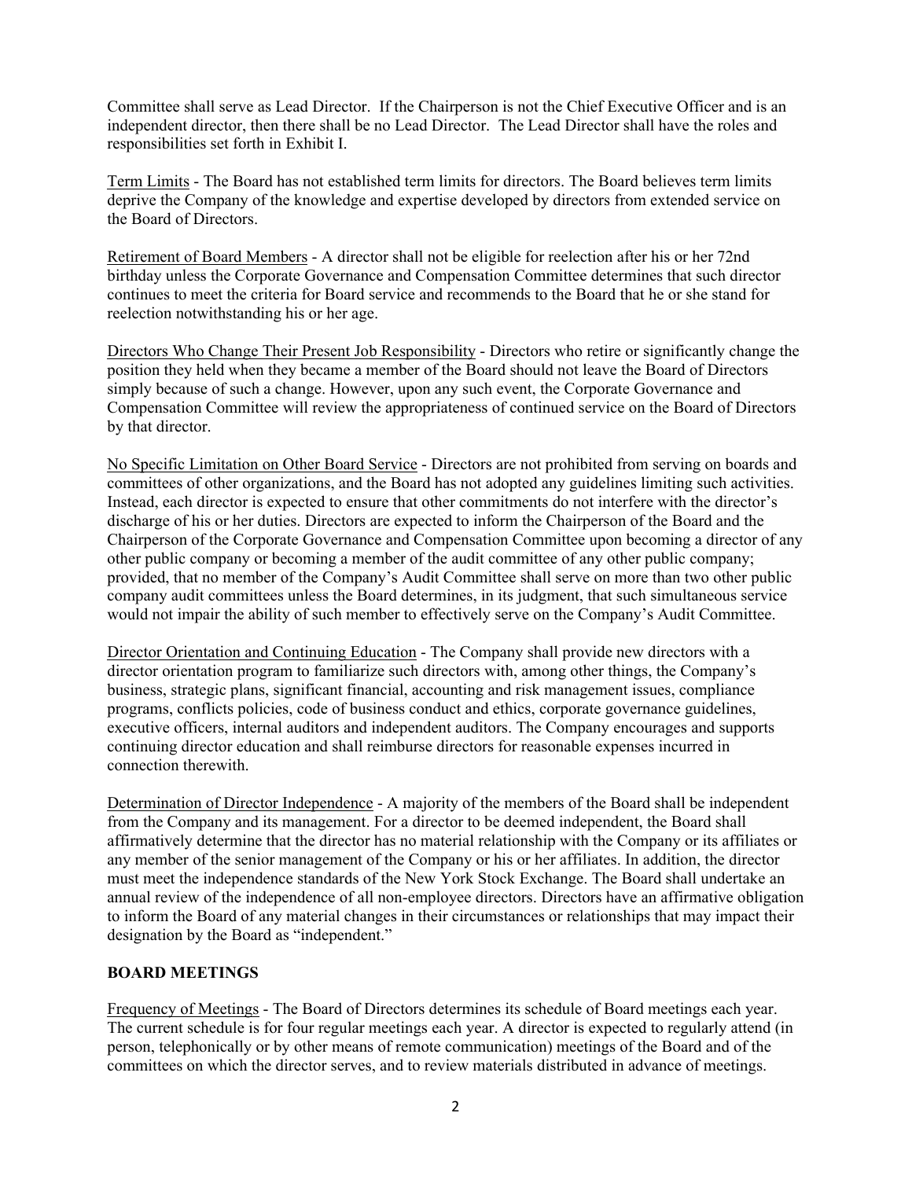Committee shall serve as Lead Director. If the Chairperson is not the Chief Executive Officer and is an independent director, then there shall be no Lead Director. The Lead Director shall have the roles and responsibilities set forth in Exhibit I.

Term Limits - The Board has not established term limits for directors. The Board believes term limits deprive the Company of the knowledge and expertise developed by directors from extended service on the Board of Directors.

Retirement of Board Members - A director shall not be eligible for reelection after his or her 72nd birthday unless the Corporate Governance and Compensation Committee determines that such director continues to meet the criteria for Board service and recommends to the Board that he or she stand for reelection notwithstanding his or her age.

Directors Who Change Their Present Job Responsibility - Directors who retire or significantly change the position they held when they became a member of the Board should not leave the Board of Directors simply because of such a change. However, upon any such event, the Corporate Governance and Compensation Committee will review the appropriateness of continued service on the Board of Directors by that director.

No Specific Limitation on Other Board Service - Directors are not prohibited from serving on boards and committees of other organizations, and the Board has not adopted any guidelines limiting such activities. Instead, each director is expected to ensure that other commitments do not interfere with the director's discharge of his or her duties. Directors are expected to inform the Chairperson of the Board and the Chairperson of the Corporate Governance and Compensation Committee upon becoming a director of any other public company or becoming a member of the audit committee of any other public company; provided, that no member of the Company's Audit Committee shall serve on more than two other public company audit committees unless the Board determines, in its judgment, that such simultaneous service would not impair the ability of such member to effectively serve on the Company's Audit Committee.

Director Orientation and Continuing Education - The Company shall provide new directors with a director orientation program to familiarize such directors with, among other things, the Company's business, strategic plans, significant financial, accounting and risk management issues, compliance programs, conflicts policies, code of business conduct and ethics, corporate governance guidelines, executive officers, internal auditors and independent auditors. The Company encourages and supports continuing director education and shall reimburse directors for reasonable expenses incurred in connection therewith.

Determination of Director Independence - A majority of the members of the Board shall be independent from the Company and its management. For a director to be deemed independent, the Board shall affirmatively determine that the director has no material relationship with the Company or its affiliates or any member of the senior management of the Company or his or her affiliates. In addition, the director must meet the independence standards of the New York Stock Exchange. The Board shall undertake an annual review of the independence of all non-employee directors. Directors have an affirmative obligation to inform the Board of any material changes in their circumstances or relationships that may impact their designation by the Board as "independent."

## BOARD MEETINGS

Frequency of Meetings - The Board of Directors determines its schedule of Board meetings each year. The current schedule is for four regular meetings each year. A director is expected to regularly attend (in person, telephonically or by other means of remote communication) meetings of the Board and of the committees on which the director serves, and to review materials distributed in advance of meetings.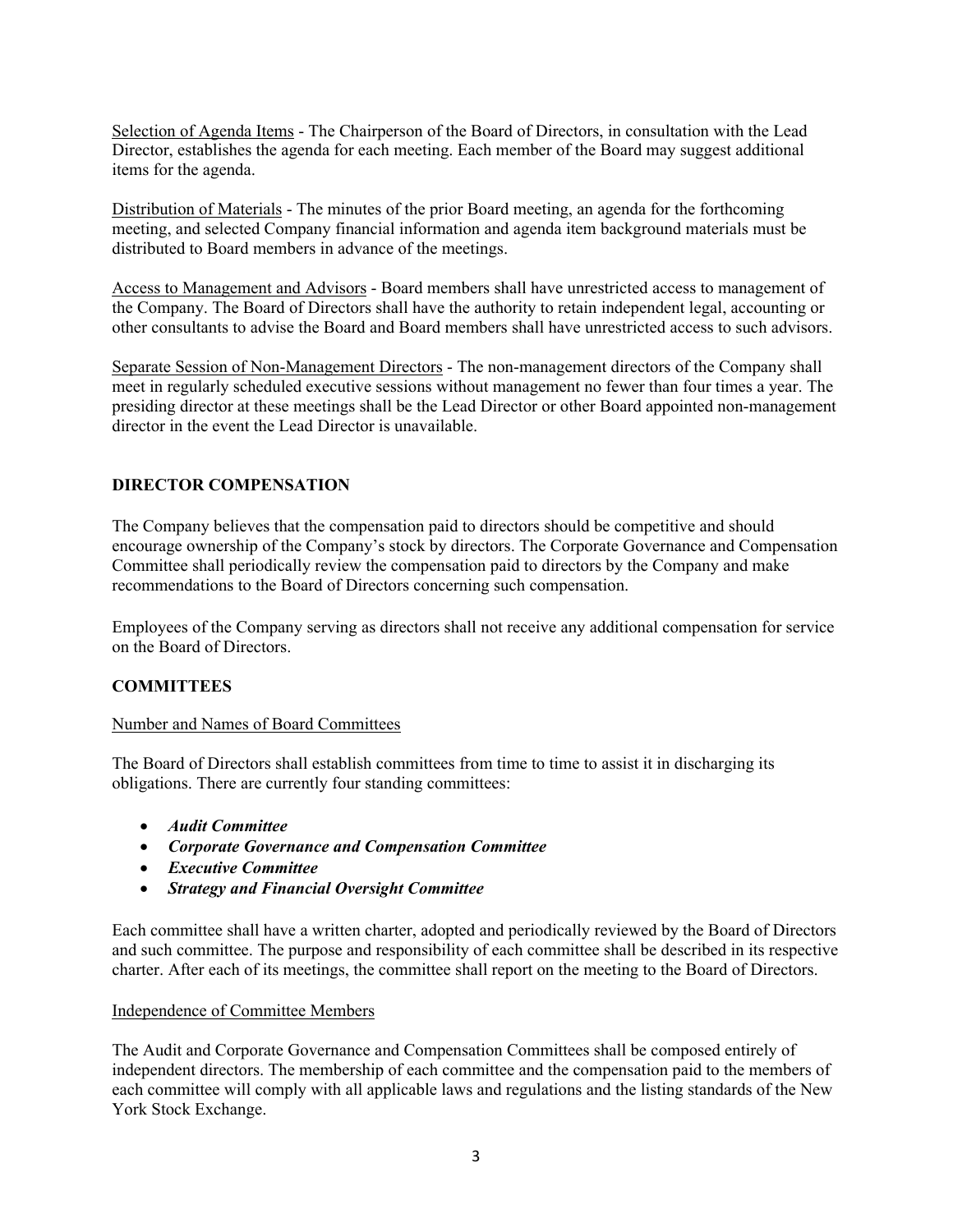Selection of Agenda Items - The Chairperson of the Board of Directors, in consultation with the Lead Director, establishes the agenda for each meeting. Each member of the Board may suggest additional items for the agenda.

Distribution of Materials - The minutes of the prior Board meeting, an agenda for the forthcoming meeting, and selected Company financial information and agenda item background materials must be distributed to Board members in advance of the meetings.

Access to Management and Advisors - Board members shall have unrestricted access to management of the Company. The Board of Directors shall have the authority to retain independent legal, accounting or other consultants to advise the Board and Board members shall have unrestricted access to such advisors.

Separate Session of Non-Management Directors - The non-management directors of the Company shall meet in regularly scheduled executive sessions without management no fewer than four times a year. The presiding director at these meetings shall be the Lead Director or other Board appointed non-management director in the event the Lead Director is unavailable.

## DIRECTOR COMPENSATION

The Company believes that the compensation paid to directors should be competitive and should encourage ownership of the Company's stock by directors. The Corporate Governance and Compensation Committee shall periodically review the compensation paid to directors by the Company and make recommendations to the Board of Directors concerning such compensation.

Employees of the Company serving as directors shall not receive any additional compensation for service on the Board of Directors.

## COMMITTEES

### Number and Names of Board Committees

The Board of Directors shall establish committees from time to time to assist it in discharging its obligations. There are currently four standing committees:

- ***Audit Committee***
- ***Corporate Governance and Compensation Committee***
- ***Executive Committee***
- ***Strategy and Financial Oversight Committee***

Each committee shall have a written charter, adopted and periodically reviewed by the Board of Directors and such committee. The purpose and responsibility of each committee shall be described in its respective charter. After each of its meetings, the committee shall report on the meeting to the Board of Directors.

### Independence of Committee Members

The Audit and Corporate Governance and Compensation Committees shall be composed entirely of independent directors. The membership of each committee and the compensation paid to the members of each committee will comply with all applicable laws and regulations and the listing standards of the New York Stock Exchange.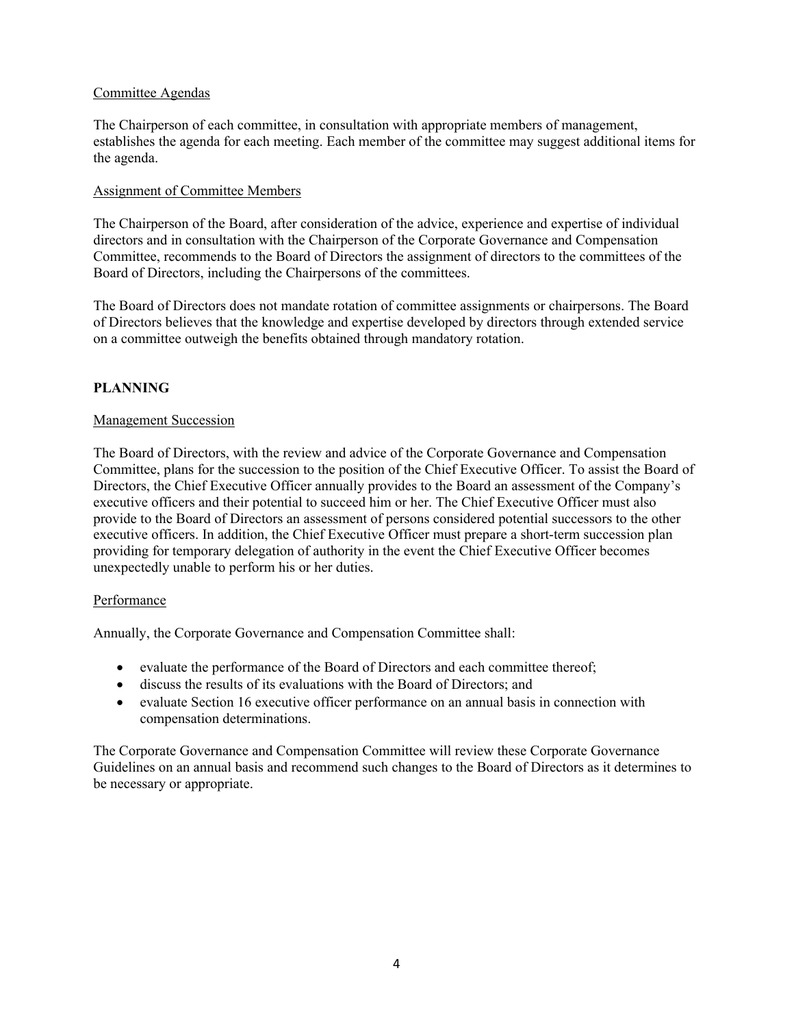Committee Agendas

The Chairperson of each committee, in consultation with appropriate members of management, establishes the agenda for each meeting. Each member of the committee may suggest additional items for the agenda.

Assignment of Committee Members

The Chairperson of the Board, after consideration of the advice, experience and expertise of individual directors and in consultation with the Chairperson of the Corporate Governance and Compensation Committee, recommends to the Board of Directors the assignment of directors to the committees of the Board of Directors, including the Chairpersons of the committees.

The Board of Directors does not mandate rotation of committee assignments or chairpersons. The Board of Directors believes that the knowledge and expertise developed by directors through extended service on a committee outweigh the benefits obtained through mandatory rotation.

## PLANNING

Management Succession

The Board of Directors, with the review and advice of the Corporate Governance and Compensation Committee, plans for the succession to the position of the Chief Executive Officer. To assist the Board of Directors, the Chief Executive Officer annually provides to the Board an assessment of the Company's executive officers and their potential to succeed him or her. The Chief Executive Officer must also provide to the Board of Directors an assessment of persons considered potential successors to the other executive officers. In addition, the Chief Executive Officer must prepare a short-term succession plan providing for temporary delegation of authority in the event the Chief Executive Officer becomes unexpectedly unable to perform his or her duties.

Performance

Annually, the Corporate Governance and Compensation Committee shall:

- evaluate the performance of the Board of Directors and each committee thereof;
- discuss the results of its evaluations with the Board of Directors; and
- evaluate Section 16 executive officer performance on an annual basis in connection with compensation determinations.

The Corporate Governance and Compensation Committee will review these Corporate Governance Guidelines on an annual basis and recommend such changes to the Board of Directors as it determines to be necessary or appropriate.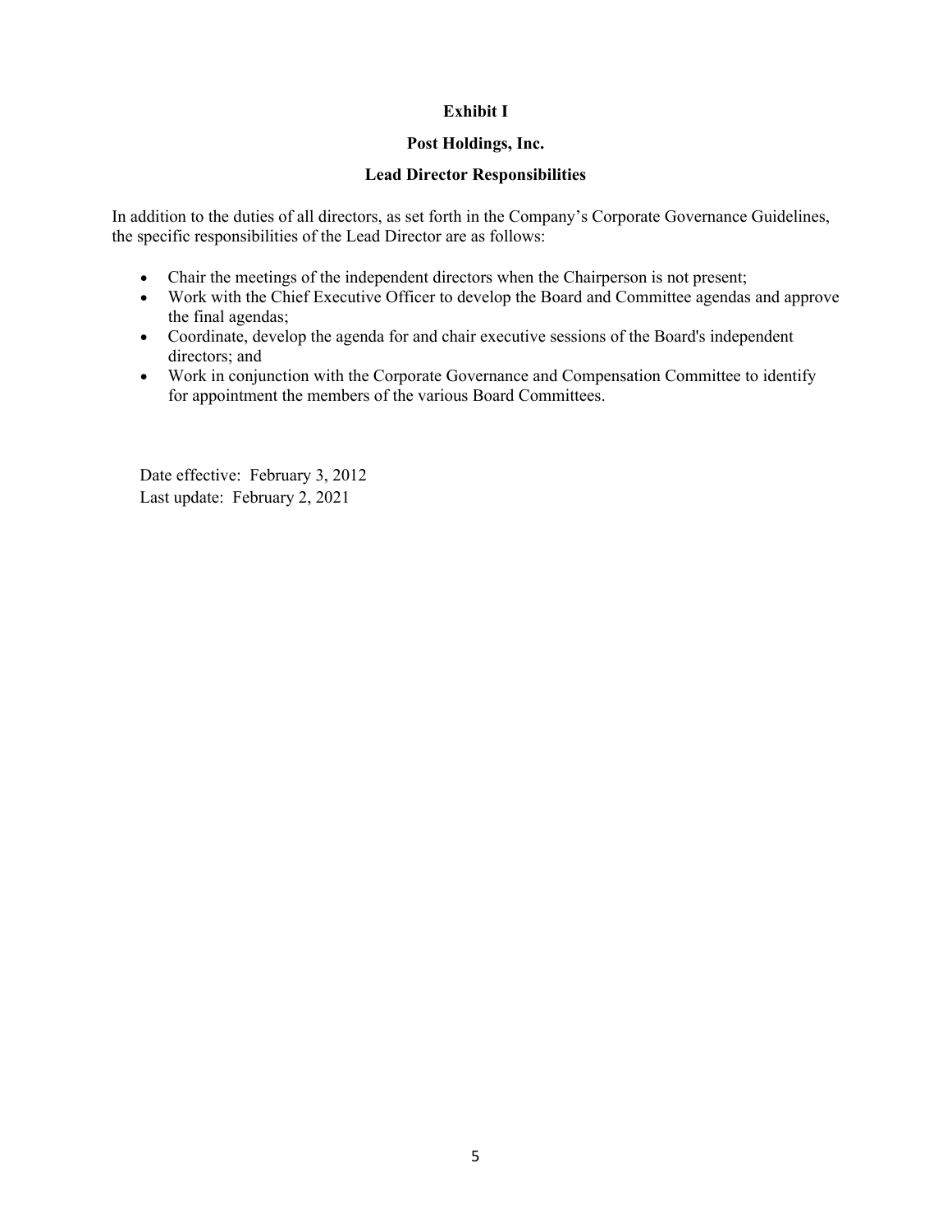**Exhibit I**

**Post Holdings, Inc.**

**Lead Director Responsibilities**

In addition to the duties of all directors, as set forth in the Company's Corporate Governance Guidelines, the specific responsibilities of the Lead Director are as follows:

- Chair the meetings of the independent directors when the Chairperson is not present;
- Work with the Chief Executive Officer to develop the Board and Committee agendas and approve the final agendas;
- Coordinate, develop the agenda for and chair executive sessions of the Board's independent directors; and
- Work in conjunction with the Corporate Governance and Compensation Committee to identify for appointment the members of the various Board Committees.

Date effective: February 3, 2012
Last update: February 2, 2021